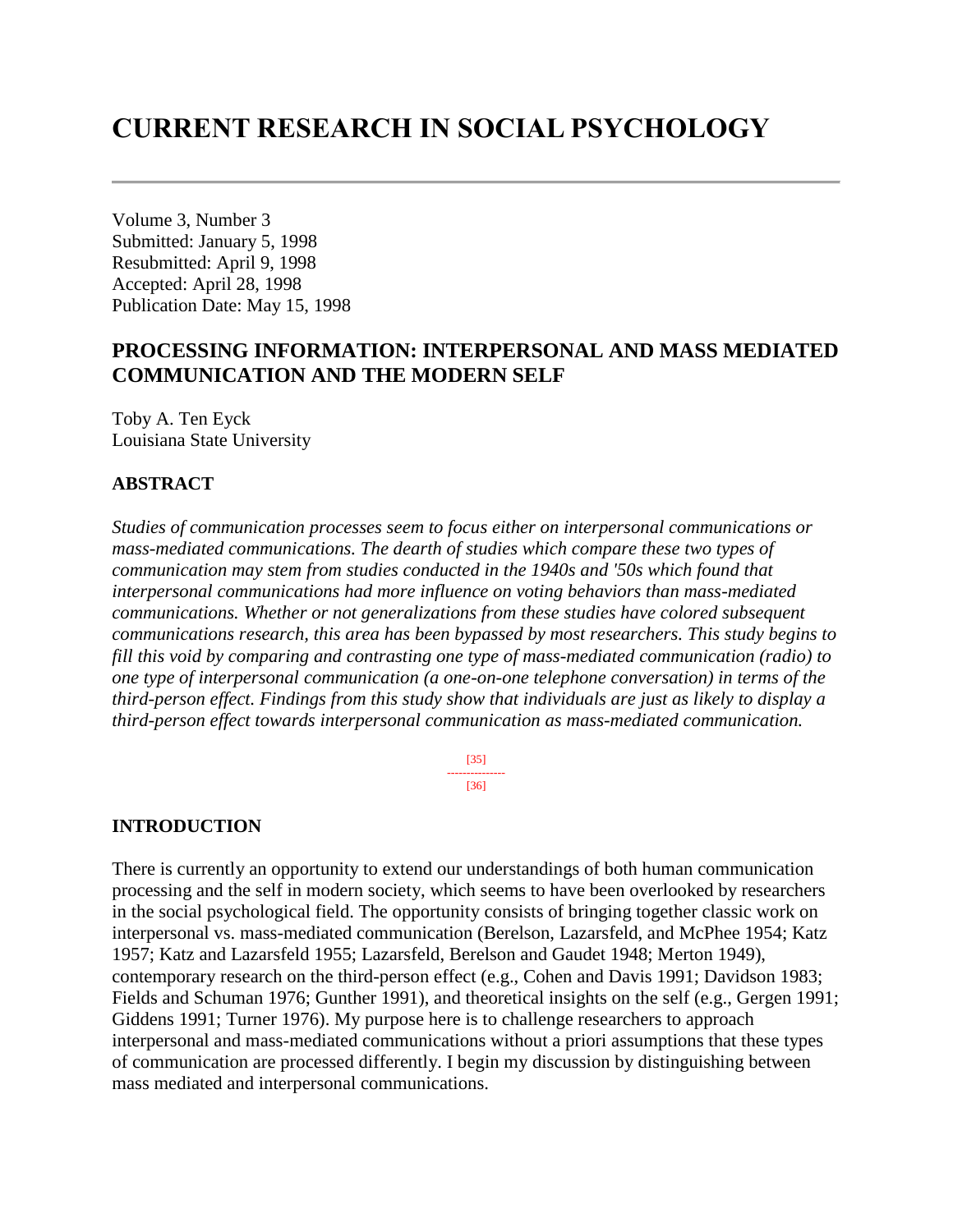# CURRENT RESEARCH IN SOCIAL PSYCHOLOGY

Volume 3, Number 3
Submitted: January 5, 1998
Resubmitted: April 9, 1998
Accepted: April 28, 1998
Publication Date: May 15, 1998

## PROCESSING INFORMATION: INTERPERSONAL AND MASS MEDIATED COMMUNICATION AND THE MODERN SELF

Toby A. Ten Eyck
Louisiana State University

### ABSTRACT

*Studies of communication processes seem to focus either on interpersonal communications or mass-mediated communications. The dearth of studies which compare these two types of communication may stem from studies conducted in the 1940s and '50s which found that interpersonal communications had more influence on voting behaviors than mass-mediated communications. Whether or not generalizations from these studies have colored subsequent communications research, this area has been bypassed by most researchers. This study begins to fill this void by comparing and contrasting one type of mass-mediated communication (radio) to one type of interpersonal communication (a one-on-one telephone conversation) in terms of the third-person effect. Findings from this study show that individuals are just as likely to display a third-person effect towards interpersonal communication as mass-mediated communication.*

[35]
---------------
[36]

### INTRODUCTION

There is currently an opportunity to extend our understandings of both human communication processing and the self in modern society, which seems to have been overlooked by researchers in the social psychological field. The opportunity consists of bringing together classic work on interpersonal vs. mass-mediated communication (Berelson, Lazarsfeld, and McPhee 1954; Katz 1957; Katz and Lazarsfeld 1955; Lazarsfeld, Berelson and Gaudet 1948; Merton 1949), contemporary research on the third-person effect (e.g., Cohen and Davis 1991; Davidson 1983; Fields and Schuman 1976; Gunther 1991), and theoretical insights on the self (e.g., Gergen 1991; Giddens 1991; Turner 1976). My purpose here is to challenge researchers to approach interpersonal and mass-mediated communications without a priori assumptions that these types of communication are processed differently. I begin my discussion by distinguishing between mass mediated and interpersonal communications.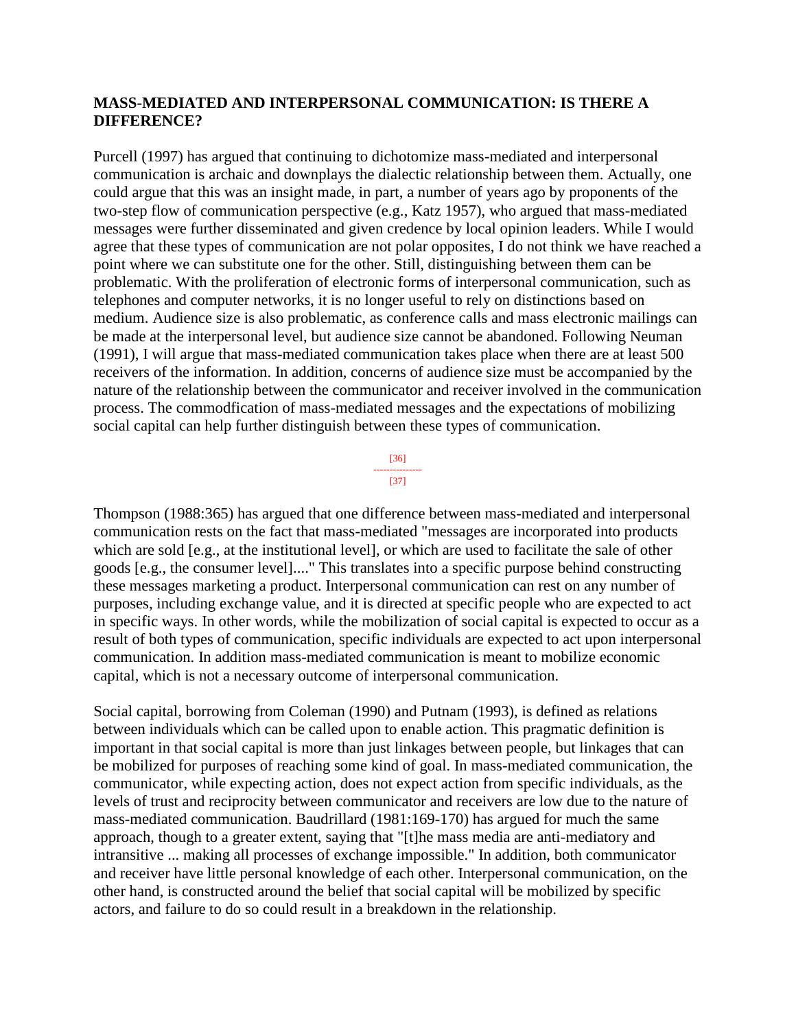## MASS-MEDIATED AND INTERPERSONAL COMMUNICATION: IS THERE A DIFFERENCE?

Purcell (1997) has argued that continuing to dichotomize mass-mediated and interpersonal communication is archaic and downplays the dialectic relationship between them. Actually, one could argue that this was an insight made, in part, a number of years ago by proponents of the two-step flow of communication perspective (e.g., Katz 1957), who argued that mass-mediated messages were further disseminated and given credence by local opinion leaders. While I would agree that these types of communication are not polar opposites, I do not think we have reached a point where we can substitute one for the other. Still, distinguishing between them can be problematic. With the proliferation of electronic forms of interpersonal communication, such as telephones and computer networks, it is no longer useful to rely on distinctions based on medium. Audience size is also problematic, as conference calls and mass electronic mailings can be made at the interpersonal level, but audience size cannot be abandoned. Following Neuman (1991), I will argue that mass-mediated communication takes place when there are at least 500 receivers of the information. In addition, concerns of audience size must be accompanied by the nature of the relationship between the communicator and receiver involved in the communication process. The commodfication of mass-mediated messages and the expectations of mobilizing social capital can help further distinguish between these types of communication.

Thompson (1988:365) has argued that one difference between mass-mediated and interpersonal communication rests on the fact that mass-mediated "messages are incorporated into products which are sold [e.g., at the institutional level], or which are used to facilitate the sale of other goods [e.g., the consumer level]...." This translates into a specific purpose behind constructing these messages marketing a product. Interpersonal communication can rest on any number of purposes, including exchange value, and it is directed at specific people who are expected to act in specific ways. In other words, while the mobilization of social capital is expected to occur as a result of both types of communication, specific individuals are expected to act upon interpersonal communication. In addition mass-mediated communication is meant to mobilize economic capital, which is not a necessary outcome of interpersonal communication.

Social capital, borrowing from Coleman (1990) and Putnam (1993), is defined as relations between individuals which can be called upon to enable action. This pragmatic definition is important in that social capital is more than just linkages between people, but linkages that can be mobilized for purposes of reaching some kind of goal. In mass-mediated communication, the communicator, while expecting action, does not expect action from specific individuals, as the levels of trust and reciprocity between communicator and receivers are low due to the nature of mass-mediated communication. Baudrillard (1981:169-170) has argued for much the same approach, though to a greater extent, saying that "[t]he mass media are anti-mediatory and intransitive ... making all processes of exchange impossible." In addition, both communicator and receiver have little personal knowledge of each other. Interpersonal communication, on the other hand, is constructed around the belief that social capital will be mobilized by specific actors, and failure to do so could result in a breakdown in the relationship.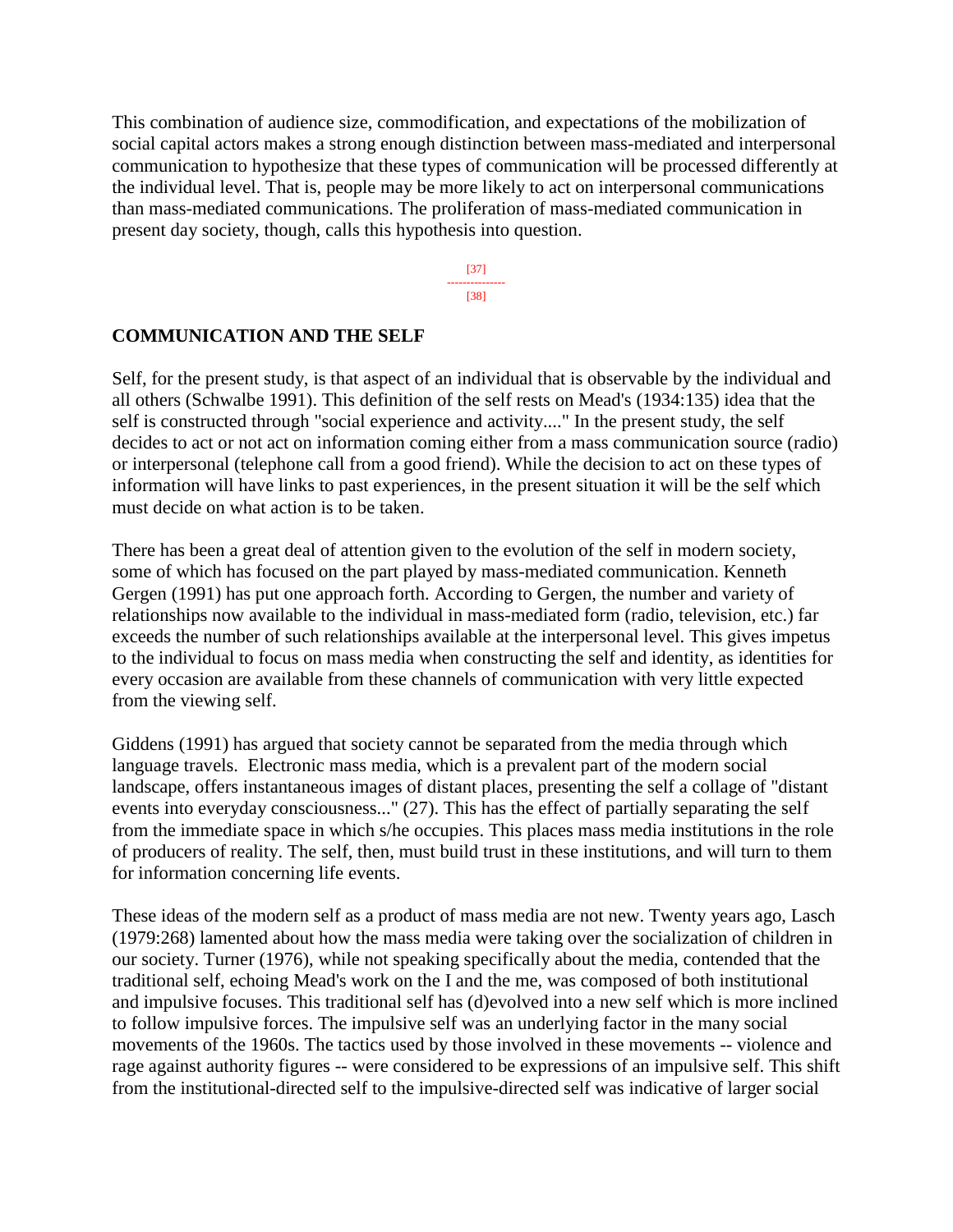This combination of audience size, commodification, and expectations of the mobilization of social capital actors makes a strong enough distinction between mass-mediated and interpersonal communication to hypothesize that these types of communication will be processed differently at the individual level. That is, people may be more likely to act on interpersonal communications than mass-mediated communications. The proliferation of mass-mediated communication in present day society, though, calls this hypothesis into question.

## COMMUNICATION AND THE SELF

Self, for the present study, is that aspect of an individual that is observable by the individual and all others (Schwalbe 1991). This definition of the self rests on Mead's (1934:135) idea that the self is constructed through "social experience and activity...." In the present study, the self decides to act or not act on information coming either from a mass communication source (radio) or interpersonal (telephone call from a good friend). While the decision to act on these types of information will have links to past experiences, in the present situation it will be the self which must decide on what action is to be taken.

There has been a great deal of attention given to the evolution of the self in modern society, some of which has focused on the part played by mass-mediated communication. Kenneth Gergen (1991) has put one approach forth. According to Gergen, the number and variety of relationships now available to the individual in mass-mediated form (radio, television, etc.) far exceeds the number of such relationships available at the interpersonal level. This gives impetus to the individual to focus on mass media when constructing the self and identity, as identities for every occasion are available from these channels of communication with very little expected from the viewing self.

Giddens (1991) has argued that society cannot be separated from the media through which language travels. Electronic mass media, which is a prevalent part of the modern social landscape, offers instantaneous images of distant places, presenting the self a collage of "distant events into everyday consciousness..." (27). This has the effect of partially separating the self from the immediate space in which s/he occupies. This places mass media institutions in the role of producers of reality. The self, then, must build trust in these institutions, and will turn to them for information concerning life events.

These ideas of the modern self as a product of mass media are not new. Twenty years ago, Lasch (1979:268) lamented about how the mass media were taking over the socialization of children in our society. Turner (1976), while not speaking specifically about the media, contended that the traditional self, echoing Mead's work on the I and the me, was composed of both institutional and impulsive focuses. This traditional self has (d)evolved into a new self which is more inclined to follow impulsive forces. The impulsive self was an underlying factor in the many social movements of the 1960s. The tactics used by those involved in these movements -- violence and rage against authority figures -- were considered to be expressions of an impulsive self. This shift from the institutional-directed self to the impulsive-directed self was indicative of larger social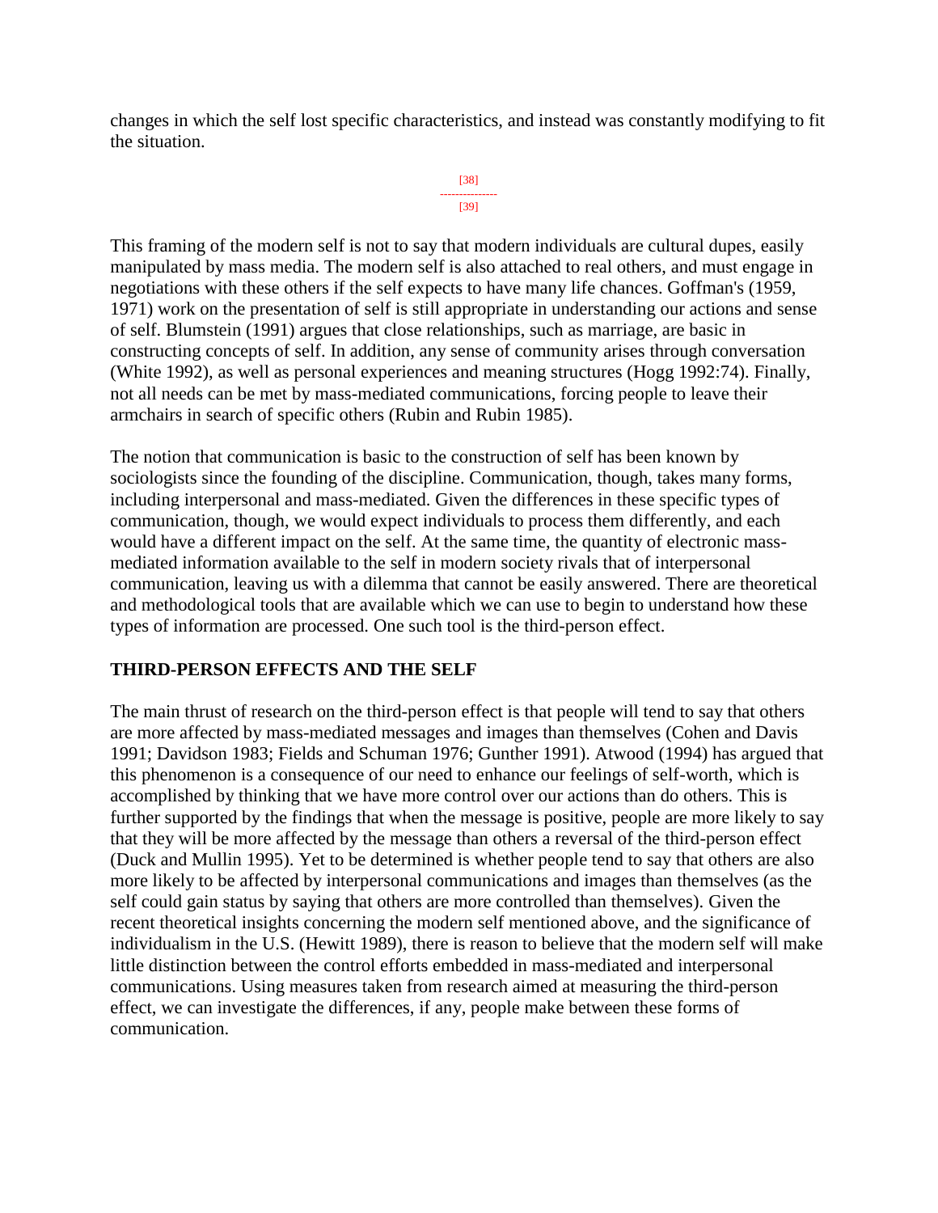changes in which the self lost specific characteristics, and instead was constantly modifying to fit the situation.

This framing of the modern self is not to say that modern individuals are cultural dupes, easily manipulated by mass media. The modern self is also attached to real others, and must engage in negotiations with these others if the self expects to have many life chances. Goffman's (1959, 1971) work on the presentation of self is still appropriate in understanding our actions and sense of self. Blumstein (1991) argues that close relationships, such as marriage, are basic in constructing concepts of self. In addition, any sense of community arises through conversation (White 1992), as well as personal experiences and meaning structures (Hogg 1992:74). Finally, not all needs can be met by mass-mediated communications, forcing people to leave their armchairs in search of specific others (Rubin and Rubin 1985).

The notion that communication is basic to the construction of self has been known by sociologists since the founding of the discipline. Communication, though, takes many forms, including interpersonal and mass-mediated. Given the differences in these specific types of communication, though, we would expect individuals to process them differently, and each would have a different impact on the self. At the same time, the quantity of electronic mass-mediated information available to the self in modern society rivals that of interpersonal communication, leaving us with a dilemma that cannot be easily answered. There are theoretical and methodological tools that are available which we can use to begin to understand how these types of information are processed. One such tool is the third-person effect.

## THIRD-PERSON EFFECTS AND THE SELF

The main thrust of research on the third-person effect is that people will tend to say that others are more affected by mass-mediated messages and images than themselves (Cohen and Davis 1991; Davidson 1983; Fields and Schuman 1976; Gunther 1991). Atwood (1994) has argued that this phenomenon is a consequence of our need to enhance our feelings of self-worth, which is accomplished by thinking that we have more control over our actions than do others. This is further supported by the findings that when the message is positive, people are more likely to say that they will be more affected by the message than others a reversal of the third-person effect (Duck and Mullin 1995). Yet to be determined is whether people tend to say that others are also more likely to be affected by interpersonal communications and images than themselves (as the self could gain status by saying that others are more controlled than themselves). Given the recent theoretical insights concerning the modern self mentioned above, and the significance of individualism in the U.S. (Hewitt 1989), there is reason to believe that the modern self will make little distinction between the control efforts embedded in mass-mediated and interpersonal communications. Using measures taken from research aimed at measuring the third-person effect, we can investigate the differences, if any, people make between these forms of communication.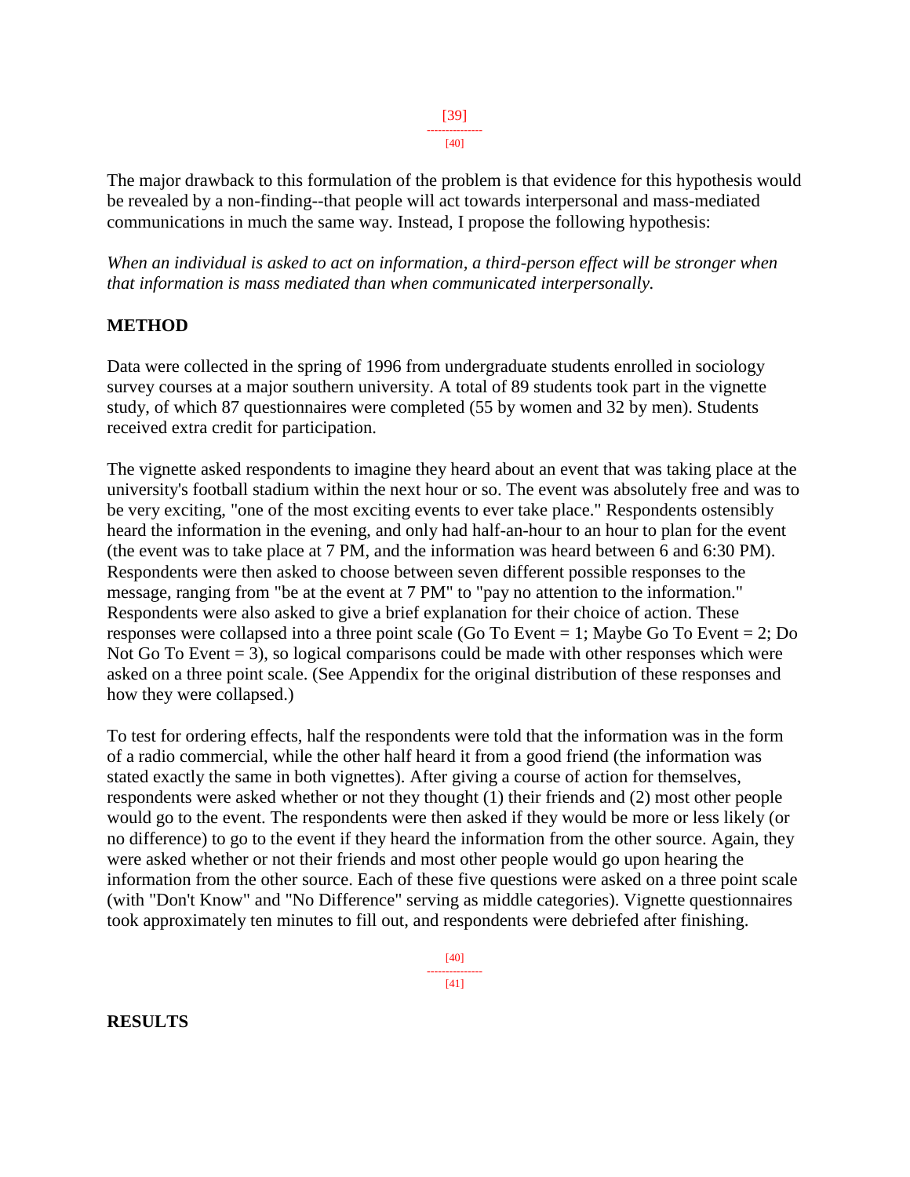The major drawback to this formulation of the problem is that evidence for this hypothesis would be revealed by a non-finding--that people will act towards interpersonal and mass-mediated communications in much the same way. Instead, I propose the following hypothesis:

*When an individual is asked to act on information, a third-person effect will be stronger when that information is mass mediated than when communicated interpersonally.*

**METHOD**

Data were collected in the spring of 1996 from undergraduate students enrolled in sociology survey courses at a major southern university. A total of 89 students took part in the vignette study, of which 87 questionnaires were completed (55 by women and 32 by men). Students received extra credit for participation.

The vignette asked respondents to imagine they heard about an event that was taking place at the university's football stadium within the next hour or so. The event was absolutely free and was to be very exciting, "one of the most exciting events to ever take place." Respondents ostensibly heard the information in the evening, and only had half-an-hour to an hour to plan for the event (the event was to take place at 7 PM, and the information was heard between 6 and 6:30 PM). Respondents were then asked to choose between seven different possible responses to the message, ranging from "be at the event at 7 PM" to "pay no attention to the information." Respondents were also asked to give a brief explanation for their choice of action. These responses were collapsed into a three point scale (Go To Event = 1; Maybe Go To Event = 2; Do Not Go To Event = 3), so logical comparisons could be made with other responses which were asked on a three point scale. (See Appendix for the original distribution of these responses and how they were collapsed.)

To test for ordering effects, half the respondents were told that the information was in the form of a radio commercial, while the other half heard it from a good friend (the information was stated exactly the same in both vignettes). After giving a course of action for themselves, respondents were asked whether or not they thought (1) their friends and (2) most other people would go to the event. The respondents were then asked if they would be more or less likely (or no difference) to go to the event if they heard the information from the other source. Again, they were asked whether or not their friends and most other people would go upon hearing the information from the other source. Each of these five questions were asked on a three point scale (with "Don't Know" and "No Difference" serving as middle categories). Vignette questionnaires took approximately ten minutes to fill out, and respondents were debriefed after finishing.

**RESULTS**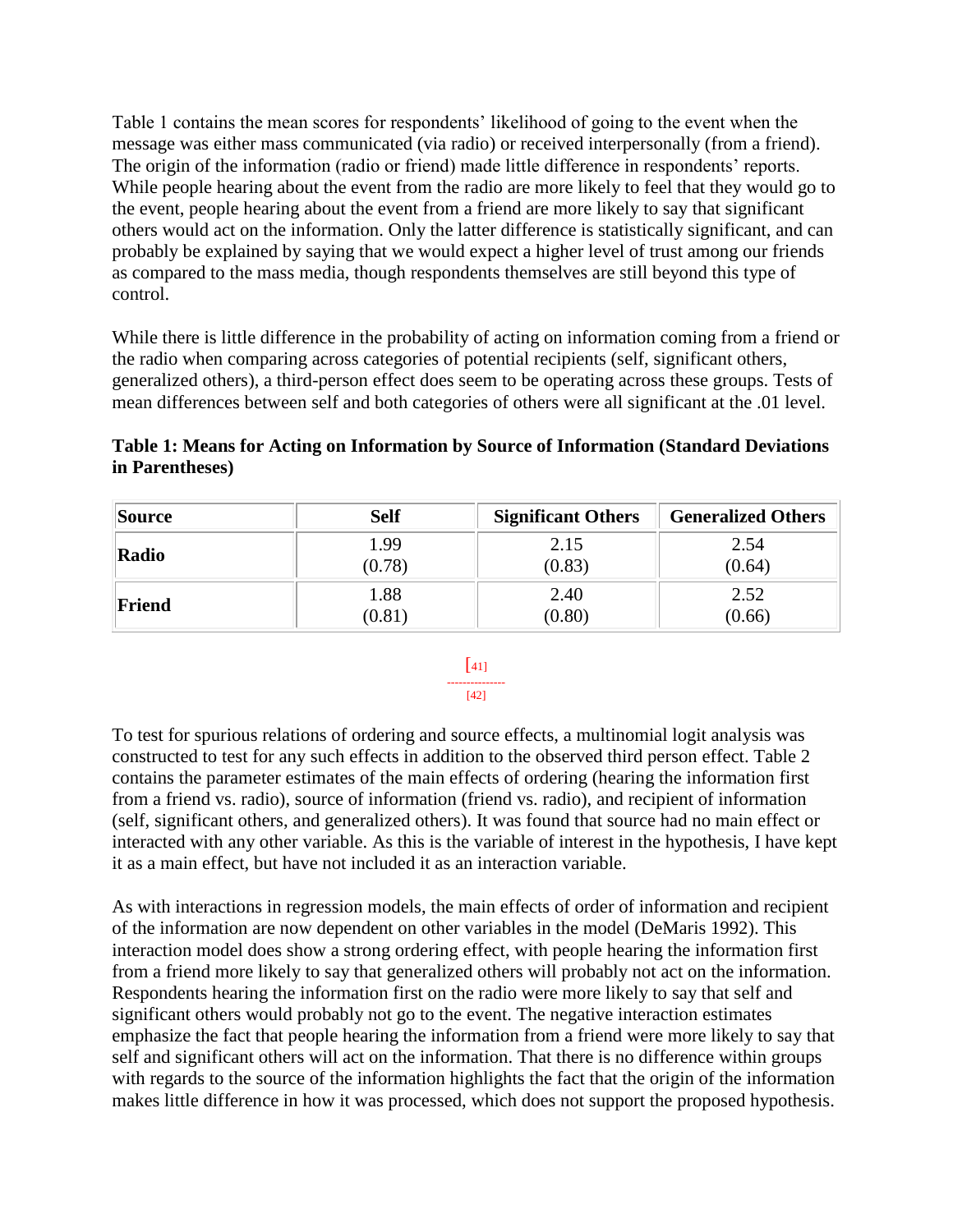Table 1 contains the mean scores for respondents' likelihood of going to the event when the message was either mass communicated (via radio) or received interpersonally (from a friend). The origin of the information (radio or friend) made little difference in respondents' reports. While people hearing about the event from the radio are more likely to feel that they would go to the event, people hearing about the event from a friend are more likely to say that significant others would act on the information. Only the latter difference is statistically significant, and can probably be explained by saying that we would expect a higher level of trust among our friends as compared to the mass media, though respondents themselves are still beyond this type of control.

While there is little difference in the probability of acting on information coming from a friend or the radio when comparing across categories of potential recipients (self, significant others, generalized others), a third-person effect does seem to be operating across these groups. Tests of mean differences between self and both categories of others were all significant at the .01 level.

**Table 1: Means for Acting on Information by Source of Information (Standard Deviations in Parentheses)**

| Source | Self | Significant Others | Generalized Others |
|---|---|---|---|
| **Radio** | 1.99 (0.78) | 2.15 (0.83) | 2.54 (0.64) |
| **Friend** | 1.88 (0.81) | 2.40 (0.80) | 2.52 (0.66) |

[41]
---------------
[42]

To test for spurious relations of ordering and source effects, a multinomial logit analysis was constructed to test for any such effects in addition to the observed third person effect. Table 2 contains the parameter estimates of the main effects of ordering (hearing the information first from a friend vs. radio), source of information (friend vs. radio), and recipient of information (self, significant others, and generalized others). It was found that source had no main effect or interacted with any other variable. As this is the variable of interest in the hypothesis, I have kept it as a main effect, but have not included it as an interaction variable.

As with interactions in regression models, the main effects of order of information and recipient of the information are now dependent on other variables in the model (DeMaris 1992). This interaction model does show a strong ordering effect, with people hearing the information first from a friend more likely to say that generalized others will probably not act on the information. Respondents hearing the information first on the radio were more likely to say that self and significant others would probably not go to the event. The negative interaction estimates emphasize the fact that people hearing the information from a friend were more likely to say that self and significant others will act on the information. That there is no difference within groups with regards to the source of the information highlights the fact that the origin of the information makes little difference in how it was processed, which does not support the proposed hypothesis.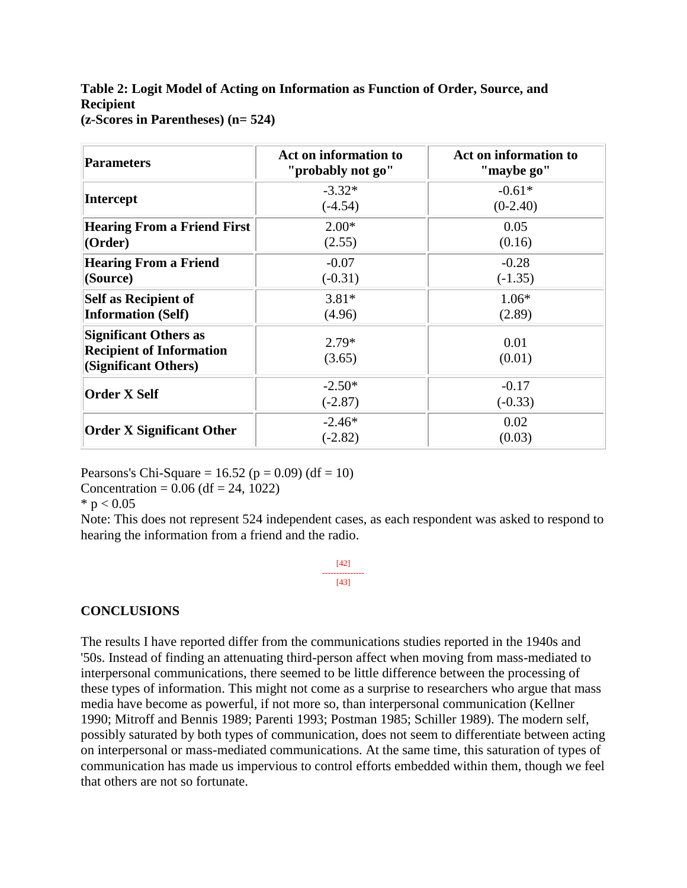**Table 2: Logit Model of Acting on Information as Function of Order, Source, and Recipient**
**(z-Scores in Parentheses) (n= 524)**

| Parameters | Act on information to "probably not go" | Act on information to "maybe go" |
|---|---|---|
| **Intercept** | -3.32* (-4.54) | -0.61* (0-2.40) |
| **Hearing From a Friend First (Order)** | 2.00* (2.55) | 0.05 (0.16) |
| **Hearing From a Friend (Source)** | -0.07 (-0.31) | -0.28 (-1.35) |
| **Self as Recipient of Information (Self)** | 3.81* (4.96) | 1.06* (2.89) |
| **Significant Others as Recipient of Information (Significant Others)** | 2.79* (3.65) | 0.01 (0.01) |
| **Order X Self** | -2.50* (-2.87) | -0.17 (-0.33) |
| **Order X Significant Other** | -2.46* (-2.82) | 0.02 (0.03) |

Pearsons's Chi-Square = 16.52 ($p = 0.09$) (df = 10)
Concentration = 0.06 (df = 24, 1022)
* $p < 0.05$
Note: This does not represent 524 independent cases, as each respondent was asked to respond to hearing the information from a friend and the radio.

[42]
[43]

## CONCLUSIONS

The results I have reported differ from the communications studies reported in the 1940s and '50s. Instead of finding an attenuating third-person affect when moving from mass-mediated to interpersonal communications, there seemed to be little difference between the processing of these types of information. This might not come as a surprise to researchers who argue that mass media have become as powerful, if not more so, than interpersonal communication (Kellner 1990; Mitroff and Bennis 1989; Parenti 1993; Postman 1985; Schiller 1989). The modern self, possibly saturated by both types of communication, does not seem to differentiate between acting on interpersonal or mass-mediated communications. At the same time, this saturation of types of communication has made us impervious to control efforts embedded within them, though we feel that others are not so fortunate.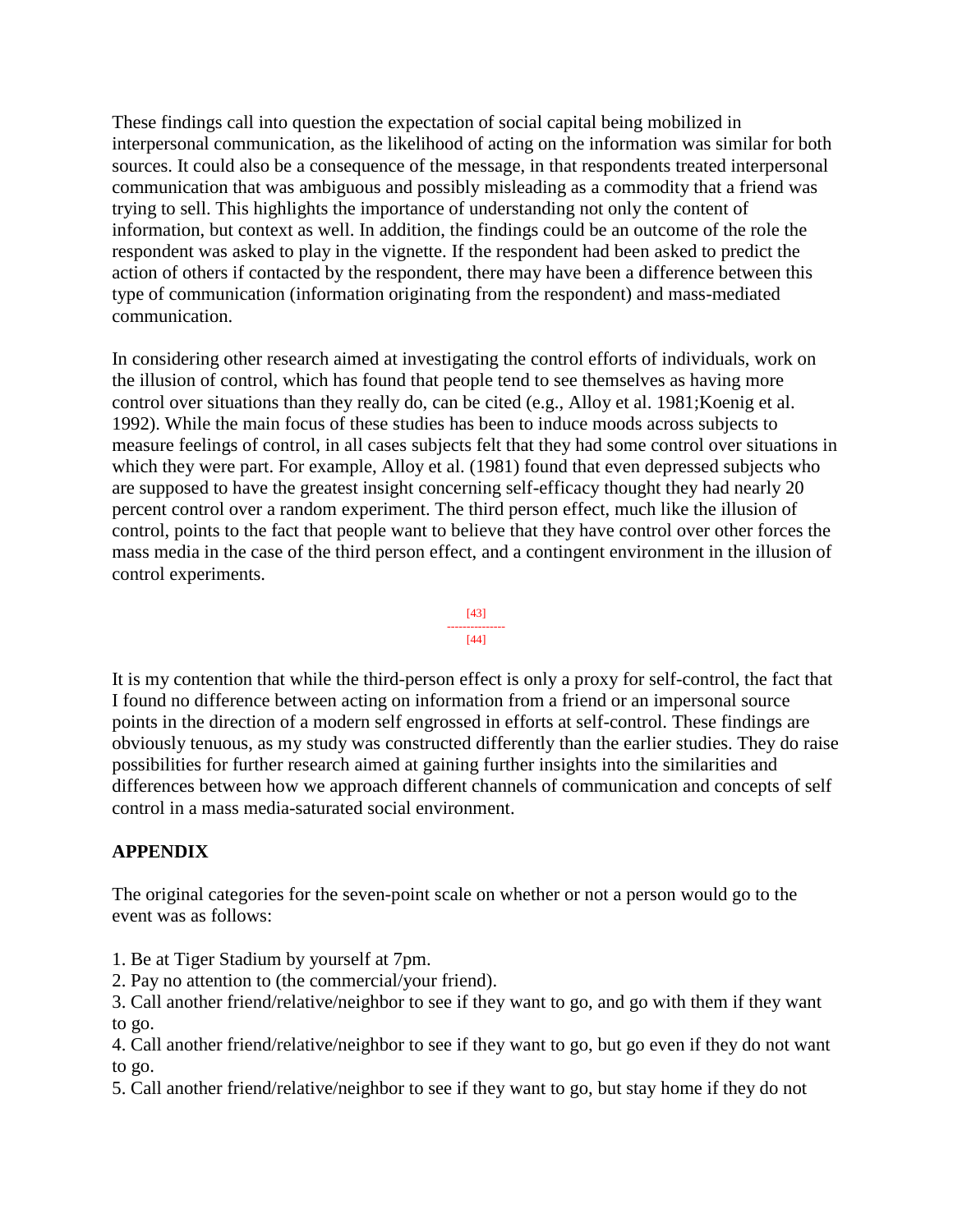These findings call into question the expectation of social capital being mobilized in interpersonal communication, as the likelihood of acting on the information was similar for both sources. It could also be a consequence of the message, in that respondents treated interpersonal communication that was ambiguous and possibly misleading as a commodity that a friend was trying to sell. This highlights the importance of understanding not only the content of information, but context as well. In addition, the findings could be an outcome of the role the respondent was asked to play in the vignette. If the respondent had been asked to predict the action of others if contacted by the respondent, there may have been a difference between this type of communication (information originating from the respondent) and mass-mediated communication.

In considering other research aimed at investigating the control efforts of individuals, work on the illusion of control, which has found that people tend to see themselves as having more control over situations than they really do, can be cited (e.g., Alloy et al. 1981;Koenig et al. 1992). While the main focus of these studies has been to induce moods across subjects to measure feelings of control, in all cases subjects felt that they had some control over situations in which they were part. For example, Alloy et al. (1981) found that even depressed subjects who are supposed to have the greatest insight concerning self-efficacy thought they had nearly 20 percent control over a random experiment. The third person effect, much like the illusion of control, points to the fact that people want to believe that they have control over other forces the mass media in the case of the third person effect, and a contingent environment in the illusion of control experiments.

It is my contention that while the third-person effect is only a proxy for self-control, the fact that I found no difference between acting on information from a friend or an impersonal source points in the direction of a modern self engrossed in efforts at self-control. These findings are obviously tenuous, as my study was constructed differently than the earlier studies. They do raise possibilities for further research aimed at gaining further insights into the similarities and differences between how we approach different channels of communication and concepts of self control in a mass media-saturated social environment.

**APPENDIX**

The original categories for the seven-point scale on whether or not a person would go to the event was as follows:

1. Be at Tiger Stadium by yourself at 7pm.
2. Pay no attention to (the commercial/your friend).
3. Call another friend/relative/neighbor to see if they want to go, and go with them if they want to go.
4. Call another friend/relative/neighbor to see if they want to go, but go even if they do not want to go.
5. Call another friend/relative/neighbor to see if they want to go, but stay home if they do not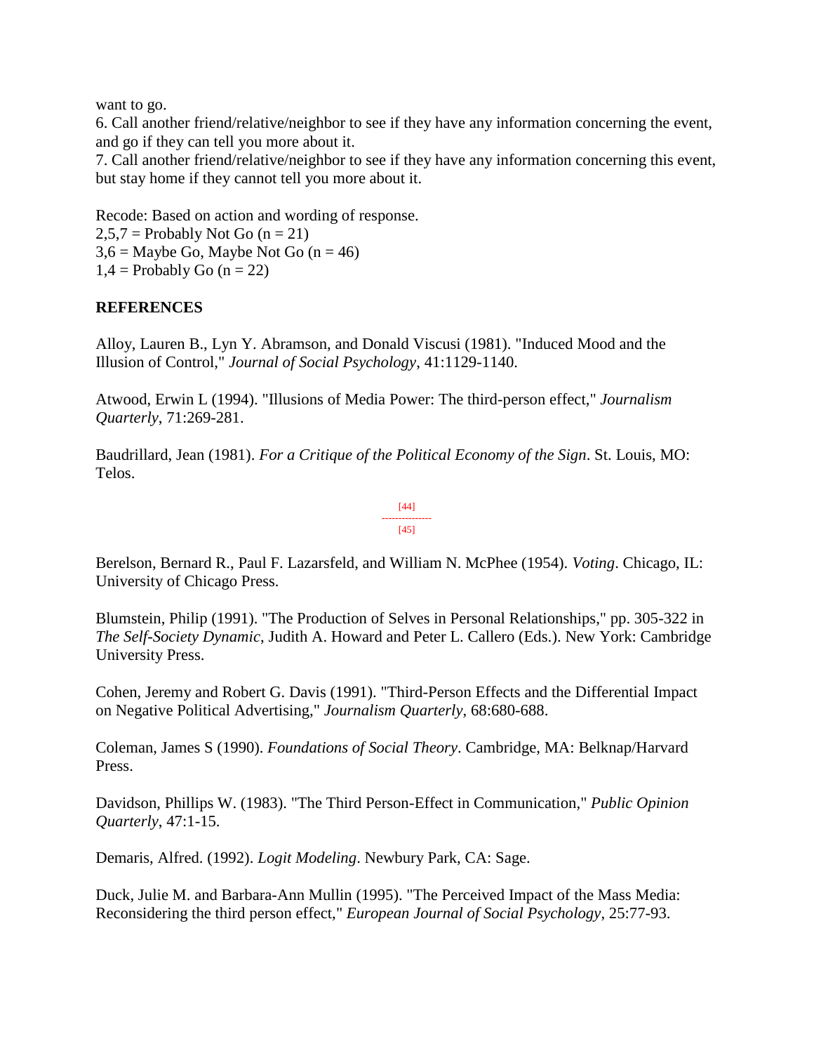want to go.

6. Call another friend/relative/neighbor to see if they have any information concerning the event, and go if they can tell you more about it.

7. Call another friend/relative/neighbor to see if they have any information concerning this event, but stay home if they cannot tell you more about it.

Recode: Based on action and wording of response.
2,5,7 = Probably Not Go (n = 21)
3,6 = Maybe Go, Maybe Not Go (n = 46)
1,4 = Probably Go (n = 22)

**REFERENCES**

Alloy, Lauren B., Lyn Y. Abramson, and Donald Viscusi (1981). "Induced Mood and the Illusion of Control," *Journal of Social Psychology*, 41:1129-1140.

Atwood, Erwin L (1994). "Illusions of Media Power: The third-person effect," *Journalism Quarterly*, 71:269-281.

Baudrillard, Jean (1981). *For a Critique of the Political Economy of the Sign*. St. Louis, MO: Telos.

[44]
---------------
[45]

Berelson, Bernard R., Paul F. Lazarsfeld, and William N. McPhee (1954). *Voting*. Chicago, IL: University of Chicago Press.

Blumstein, Philip (1991). "The Production of Selves in Personal Relationships," pp. 305-322 in *The Self-Society Dynamic*, Judith A. Howard and Peter L. Callero (Eds.). New York: Cambridge University Press.

Cohen, Jeremy and Robert G. Davis (1991). "Third-Person Effects and the Differential Impact on Negative Political Advertising," *Journalism Quarterly*, 68:680-688.

Coleman, James S (1990). *Foundations of Social Theory*. Cambridge, MA: Belknap/Harvard Press.

Davidson, Phillips W. (1983). "The Third Person-Effect in Communication," *Public Opinion Quarterly*, 47:1-15.

Demaris, Alfred. (1992). *Logit Modeling*. Newbury Park, CA: Sage.

Duck, Julie M. and Barbara-Ann Mullin (1995). "The Perceived Impact of the Mass Media: Reconsidering the third person effect," *European Journal of Social Psychology*, 25:77-93.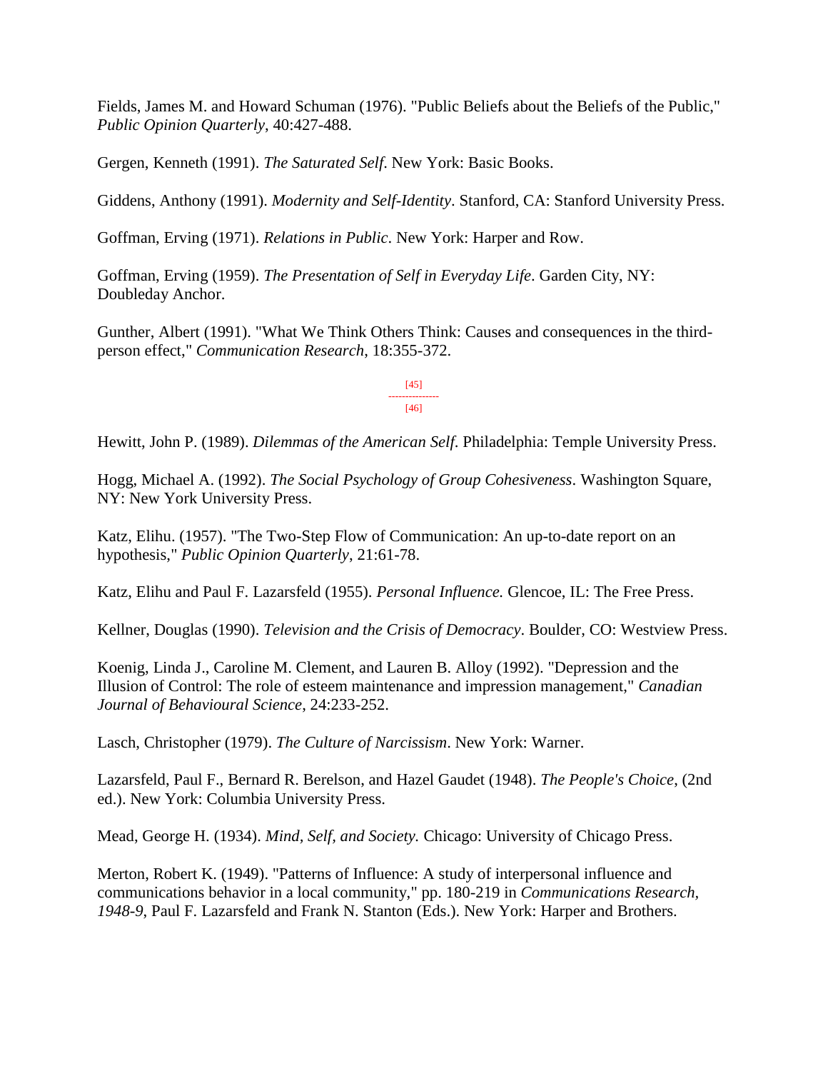Fields, James M. and Howard Schuman (1976). "Public Beliefs about the Beliefs of the Public," *Public Opinion Quarterly*, 40:427-488.

Gergen, Kenneth (1991). *The Saturated Self*. New York: Basic Books.

Giddens, Anthony (1991). *Modernity and Self-Identity*. Stanford, CA: Stanford University Press.

Goffman, Erving (1971). *Relations in Public*. New York: Harper and Row.

Goffman, Erving (1959). *The Presentation of Self in Everyday Life*. Garden City, NY: Doubleday Anchor.

Gunther, Albert (1991). "What We Think Others Think: Causes and consequences in the third-person effect," *Communication Research*, 18:355-372.

Hewitt, John P. (1989). *Dilemmas of the American Self*. Philadelphia: Temple University Press.

Hogg, Michael A. (1992). *The Social Psychology of Group Cohesiveness*. Washington Square, NY: New York University Press.

Katz, Elihu. (1957). "The Two-Step Flow of Communication: An up-to-date report on an hypothesis," *Public Opinion Quarterly*, 21:61-78.

Katz, Elihu and Paul F. Lazarsfeld (1955). *Personal Influence.* Glencoe, IL: The Free Press.

Kellner, Douglas (1990). *Television and the Crisis of Democracy*. Boulder, CO: Westview Press.

Koenig, Linda J., Caroline M. Clement, and Lauren B. Alloy (1992). "Depression and the Illusion of Control: The role of esteem maintenance and impression management," *Canadian Journal of Behavioural Science*, 24:233-252.

Lasch, Christopher (1979). *The Culture of Narcissism*. New York: Warner.

Lazarsfeld, Paul F., Bernard R. Berelson, and Hazel Gaudet (1948). *The People's Choice*, (2nd ed.). New York: Columbia University Press.

Mead, George H. (1934). *Mind, Self, and Society.* Chicago: University of Chicago Press.

Merton, Robert K. (1949). "Patterns of Influence: A study of interpersonal influence and communications behavior in a local community," pp. 180-219 in *Communications Research, 1948-9*, Paul F. Lazarsfeld and Frank N. Stanton (Eds.). New York: Harper and Brothers.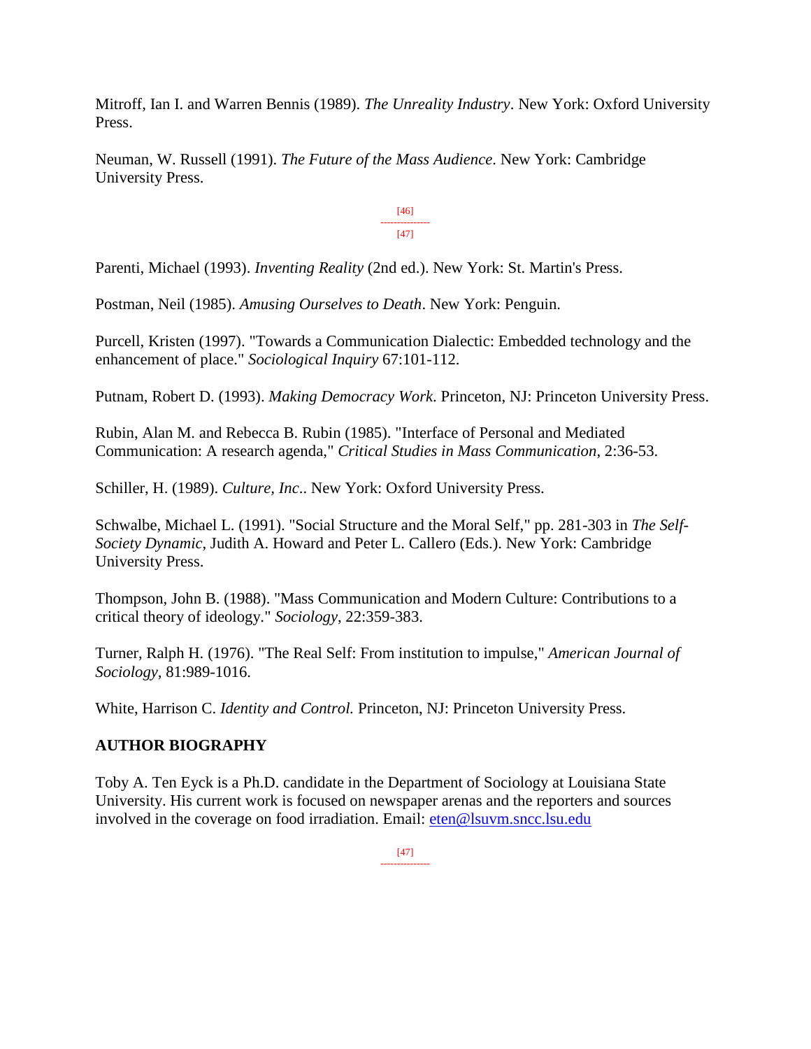Mitroff, Ian I. and Warren Bennis (1989). *The Unreality Industry*. New York: Oxford University Press.

Neuman, W. Russell (1991). *The Future of the Mass Audience*. New York: Cambridge University Press.

Parenti, Michael (1993). *Inventing Reality* (2nd ed.). New York: St. Martin's Press.

Postman, Neil (1985). *Amusing Ourselves to Death*. New York: Penguin.

Purcell, Kristen (1997). "Towards a Communication Dialectic: Embedded technology and the enhancement of place." *Sociological Inquiry* 67:101-112.

Putnam, Robert D. (1993). *Making Democracy Work*. Princeton, NJ: Princeton University Press.

Rubin, Alan M. and Rebecca B. Rubin (1985). "Interface of Personal and Mediated Communication: A research agenda," *Critical Studies in Mass Communication*, 2:36-53.

Schiller, H. (1989). *Culture, Inc.*. New York: Oxford University Press.

Schwalbe, Michael L. (1991). "Social Structure and the Moral Self," pp. 281-303 in *The Self-Society Dynamic*, Judith A. Howard and Peter L. Callero (Eds.). New York: Cambridge University Press.

Thompson, John B. (1988). "Mass Communication and Modern Culture: Contributions to a critical theory of ideology." *Sociology*, 22:359-383.

Turner, Ralph H. (1976). "The Real Self: From institution to impulse," *American Journal of Sociology*, 81:989-1016.

White, Harrison C. *Identity and Control.* Princeton, NJ: Princeton University Press.

## AUTHOR BIOGRAPHY

Toby A. Ten Eyck is a Ph.D. candidate in the Department of Sociology at Louisiana State University. His current work is focused on newspaper arenas and the reporters and sources involved in the coverage on food irradiation. Email: eten@lsuvm.sncc.lsu.edu